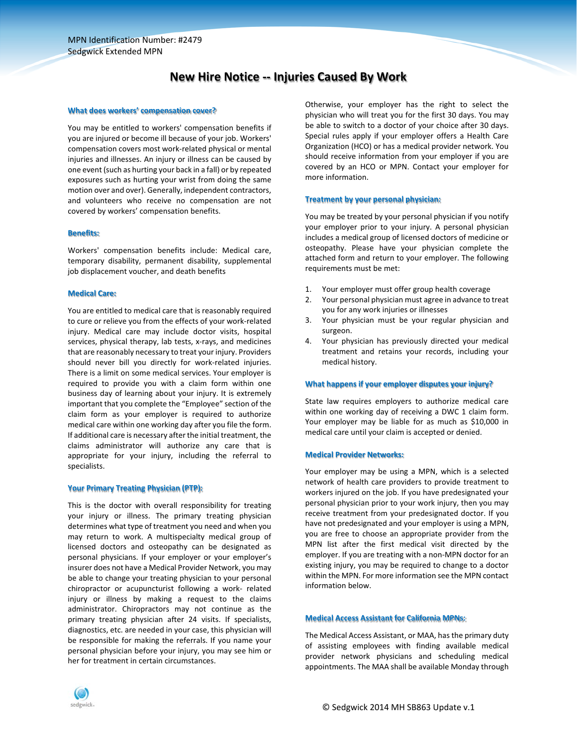MPN Identification Number: #2479
Sedgwick Extended MPN

# New Hire Notice -- Injuries Caused By Work

### What does workers' compensation cover?

You may be entitled to workers' compensation benefits if you are injured or become ill because of your job. Workers' compensation covers most work-related physical or mental injuries and illnesses. An injury or illness can be caused by one event (such as hurting your back in a fall) or by repeated exposures such as hurting your wrist from doing the same motion over and over). Generally, independent contractors, and volunteers who receive no compensation are not covered by workers' compensation benefits.

### Benefits:

Workers' compensation benefits include: Medical care, temporary disability, permanent disability, supplemental job displacement voucher, and death benefits

### Medical Care:

You are entitled to medical care that is reasonably required to cure or relieve you from the effects of your work-related injury. Medical care may include doctor visits, hospital services, physical therapy, lab tests, x-rays, and medicines that are reasonably necessary to treat your injury. Providers should never bill you directly for work-related injuries. There is a limit on some medical services. Your employer is required to provide you with a claim form within one business day of learning about your injury. It is extremely important that you complete the "Employee" section of the claim form as your employer is required to authorize medical care within one working day after you file the form. If additional care is necessary after the initial treatment, the claims administrator will authorize any care that is appropriate for your injury, including the referral to specialists.

### Your Primary Treating Physician (PTP):

This is the doctor with overall responsibility for treating your injury or illness. The primary treating physician determines what type of treatment you need and when you may return to work. A multispecialty medical group of licensed doctors and osteopathy can be designated as personal physicians. If your employer or your employer's insurer does not have a Medical Provider Network, you may be able to change your treating physician to your personal chiropractor or acupuncturist following a work- related injury or illness by making a request to the claims administrator. Chiropractors may not continue as the primary treating physician after 24 visits. If specialists, diagnostics, etc. are needed in your case, this physician will be responsible for making the referrals. If you name your personal physician before your injury, you may see him or her for treatment in certain circumstances.

Otherwise, your employer has the right to select the physician who will treat you for the first 30 days. You may be able to switch to a doctor of your choice after 30 days. Special rules apply if your employer offers a Health Care Organization (HCO) or has a medical provider network. You should receive information from your employer if you are covered by an HCO or MPN. Contact your employer for more information.

### Treatment by your personal physician:

You may be treated by your personal physician if you notify your employer prior to your injury. A personal physician includes a medical group of licensed doctors of medicine or osteopathy. Please have your physician complete the attached form and return to your employer. The following requirements must be met:

1. Your employer must offer group health coverage
2. Your personal physician must agree in advance to treat you for any work injuries or illnesses
3. Your physician must be your regular physician and surgeon.
4. Your physician has previously directed your medical treatment and retains your records, including your medical history.

### What happens if your employer disputes your injury?

State law requires employers to authorize medical care within one working day of receiving a DWC 1 claim form. Your employer may be liable for as much as $10,000 in medical care until your claim is accepted or denied.

### Medical Provider Networks:

Your employer may be using a MPN, which is a selected network of health care providers to provide treatment to workers injured on the job. If you have predesignated your personal physician prior to your work injury, then you may receive treatment from your predesignated doctor. If you have not predesignated and your employer is using a MPN, you are free to choose an appropriate provider from the MPN list after the first medical visit directed by the employer. If you are treating with a non-MPN doctor for an existing injury, you may be required to change to a doctor within the MPN. For more information see the MPN contact information below.

### Medical Access Assistant for California MPNs:

The Medical Access Assistant, or MAA, has the primary duty of assisting employees with finding available medical provider network physicians and scheduling medical appointments. The MAA shall be available Monday through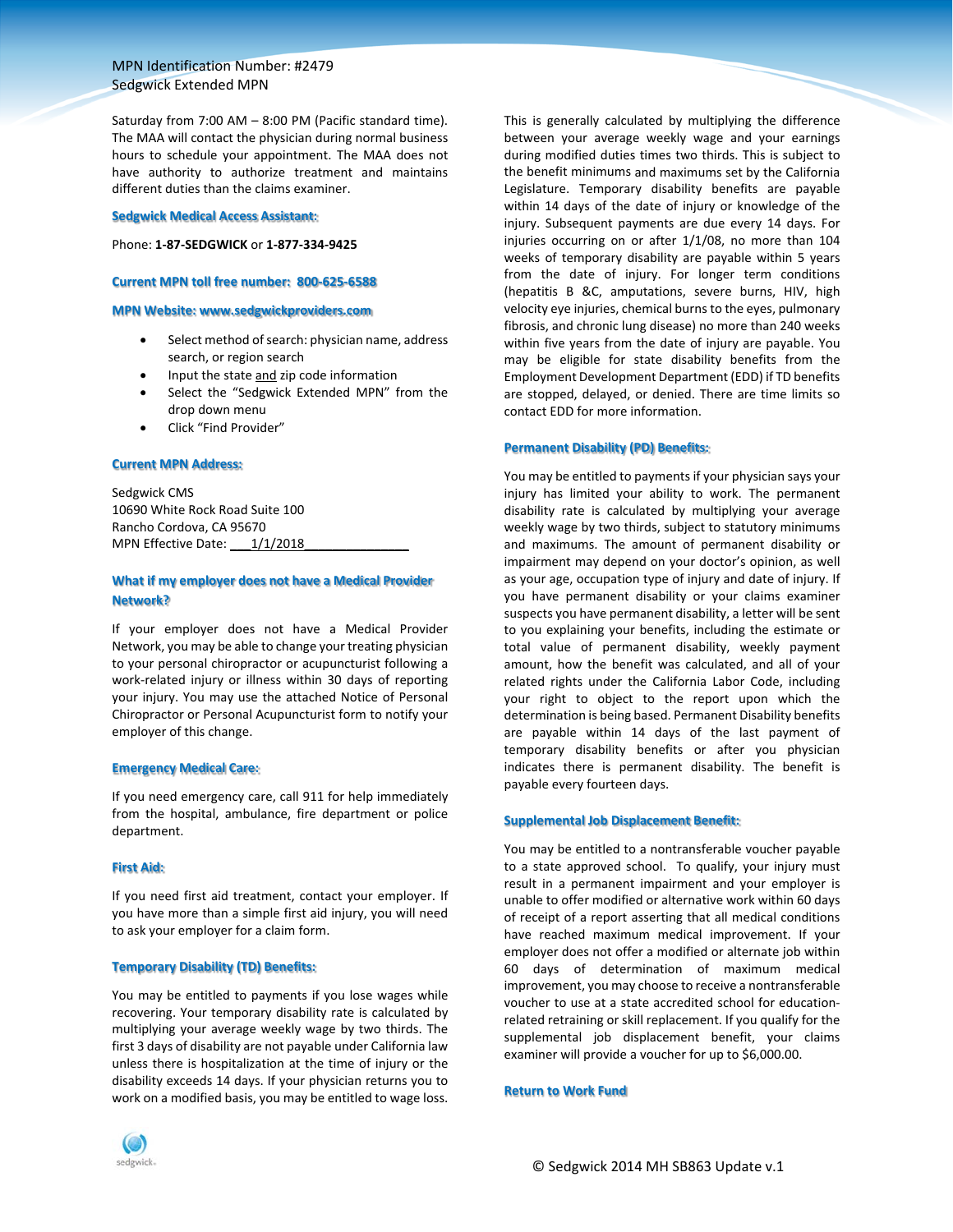Saturday from 7:00 AM – 8:00 PM (Pacific standard time). The MAA will contact the physician during normal business hours to schedule your appointment. The MAA does not have authority to authorize treatment and maintains different duties than the claims examiner.

### Sedgwick Medical Access Assistant:

Phone: **1-87-SEDGWICK** or **1-877-334-9425**

### Current MPN toll free number: 800-625-6588

### MPN Website: www.sedgwickproviders.com

- Select method of search: physician name, address search, or region search
- Input the state and zip code information
- Select the "Sedgwick Extended MPN" from the drop down menu
- Click "Find Provider"

### Current MPN Address:

Sedgwick CMS
10690 White Rock Road Suite 100
Rancho Cordova, CA 95670
MPN Effective Date: 1/1/2018

### What if my employer does not have a Medical Provider Network?

If your employer does not have a Medical Provider Network, you may be able to change your treating physician to your personal chiropractor or acupuncturist following a work-related injury or illness within 30 days of reporting your injury. You may use the attached Notice of Personal Chiropractor or Personal Acupuncturist form to notify your employer of this change.

### Emergency Medical Care:

If you need emergency care, call 911 for help immediately from the hospital, ambulance, fire department or police department.

### First Aid:

If you need first aid treatment, contact your employer. If you have more than a simple first aid injury, you will need to ask your employer for a claim form.

### Temporary Disability (TD) Benefits:

You may be entitled to payments if you lose wages while recovering. Your temporary disability rate is calculated by multiplying your average weekly wage by two thirds. The first 3 days of disability are not payable under California law unless there is hospitalization at the time of injury or the disability exceeds 14 days. If your physician returns you to work on a modified basis, you may be entitled to wage loss. This is generally calculated by multiplying the difference between your average weekly wage and your earnings during modified duties times two thirds. This is subject to the benefit minimums and maximums set by the California Legislature. Temporary disability benefits are payable within 14 days of the date of injury or knowledge of the injury. Subsequent payments are due every 14 days. For injuries occurring on or after 1/1/08, no more than 104 weeks of temporary disability are payable within 5 years from the date of injury. For longer term conditions (hepatitis B &C, amputations, severe burns, HIV, high velocity eye injuries, chemical burns to the eyes, pulmonary fibrosis, and chronic lung disease) no more than 240 weeks within five years from the date of injury are payable. You may be eligible for state disability benefits from the Employment Development Department (EDD) if TD benefits are stopped, delayed, or denied. There are time limits so contact EDD for more information.

### Permanent Disability (PD) Benefits:

You may be entitled to payments if your physician says your injury has limited your ability to work. The permanent disability rate is calculated by multiplying your average weekly wage by two thirds, subject to statutory minimums and maximums. The amount of permanent disability or impairment may depend on your doctor's opinion, as well as your age, occupation type of injury and date of injury. If you have permanent disability or your claims examiner suspects you have permanent disability, a letter will be sent to you explaining your benefits, including the estimate or total value of permanent disability, weekly payment amount, how the benefit was calculated, and all of your related rights under the California Labor Code, including your right to object to the report upon which the determination is being based. Permanent Disability benefits are payable within 14 days of the last payment of temporary disability benefits or after you physician indicates there is permanent disability. The benefit is payable every fourteen days.

### Supplemental Job Displacement Benefit:

You may be entitled to a nontransferable voucher payable to a state approved school. To qualify, your injury must result in a permanent impairment and your employer is unable to offer modified or alternative work within 60 days of receipt of a report asserting that all medical conditions have reached maximum medical improvement. If your employer does not offer a modified or alternate job within 60 days of determination of maximum medical improvement, you may choose to receive a nontransferable voucher to use at a state accredited school for education-related retraining or skill replacement. If you qualify for the supplemental job displacement benefit, your claims examiner will provide a voucher for up to $6,000.00.

### Return to Work Fund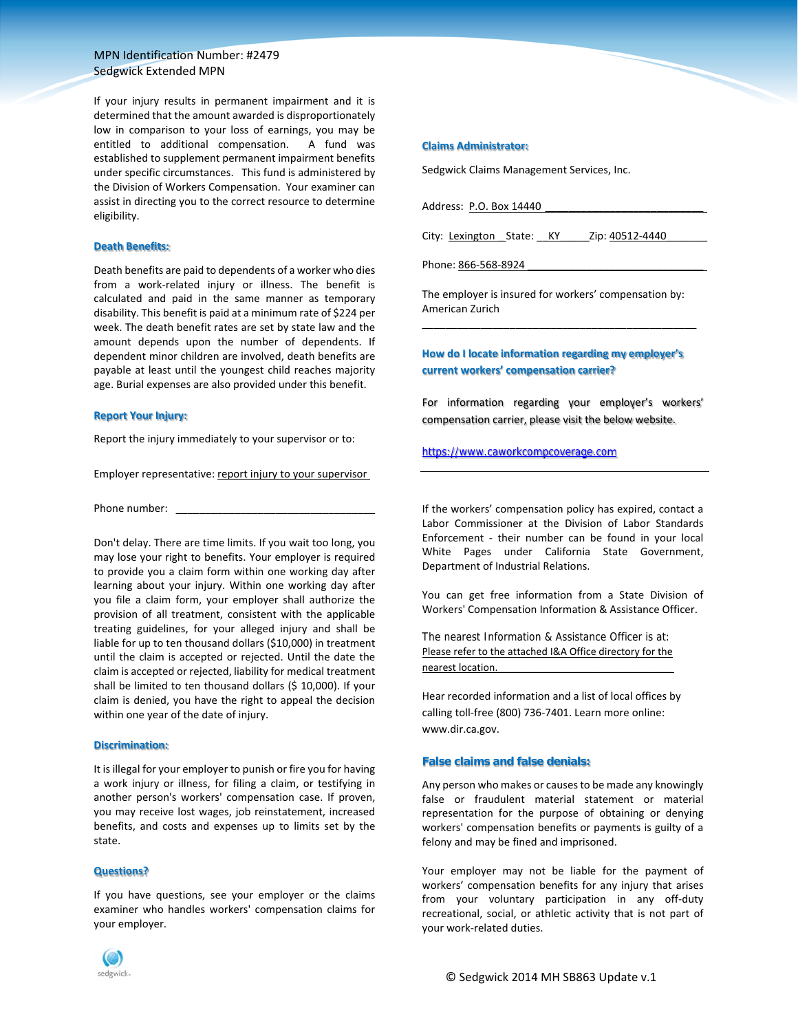MPN Identification Number: #2479
Sedgwick Extended MPN

If your injury results in permanent impairment and it is determined that the amount awarded is disproportionately low in comparison to your loss of earnings, you may be entitled to additional compensation. A fund was established to supplement permanent impairment benefits under specific circumstances. This fund is administered by the Division of Workers Compensation. Your examiner can assist in directing you to the correct resource to determine eligibility.

### Death Benefits:

Death benefits are paid to dependents of a worker who dies from a work-related injury or illness. The benefit is calculated and paid in the same manner as temporary disability. This benefit is paid at a minimum rate of $224 per week. The death benefit rates are set by state law and the amount depends upon the number of dependents. If dependent minor children are involved, death benefits are payable at least until the youngest child reaches majority age. Burial expenses are also provided under this benefit.

### Report Your Injury:

Report the injury immediately to your supervisor or to:

Employer representative: report injury to your supervisor

Phone number: ________________________________

Don't delay. There are time limits. If you wait too long, you may lose your right to benefits. Your employer is required to provide you a claim form within one working day after learning about your injury. Within one working day after you file a claim form, your employer shall authorize the provision of all treatment, consistent with the applicable treating guidelines, for your alleged injury and shall be liable for up to ten thousand dollars ($10,000) in treatment until the claim is accepted or rejected. Until the date the claim is accepted or rejected, liability for medical treatment shall be limited to ten thousand dollars ($ 10,000). If your claim is denied, you have the right to appeal the decision within one year of the date of injury.

### Discrimination:

It is illegal for your employer to punish or fire you for having a work injury or illness, for filing a claim, or testifying in another person's workers' compensation case. If proven, you may receive lost wages, job reinstatement, increased benefits, and costs and expenses up to limits set by the state.

### Questions?

If you have questions, see your employer or the claims examiner who handles workers' compensation claims for your employer.

### Claims Administrator:

Sedgwick Claims Management Services, Inc.

Address: P.O. Box 14440

City: Lexington State: KY Zip: 40512-4440

Phone: 866-568-8924

The employer is insured for workers' compensation by: American Zurich

### How do I locate information regarding my employer's current workers' compensation carrier?

For information regarding your employer's workers' compensation carrier, please visit the below website.

https://www.caworkcompcoverage.com

If the workers' compensation policy has expired, contact a Labor Commissioner at the Division of Labor Standards Enforcement - their number can be found in your local White Pages under California State Government, Department of Industrial Relations.

You can get free information from a State Division of Workers' Compensation Information & Assistance Officer.

The nearest Information & Assistance Officer is at: Please refer to the attached I&A Office directory for the nearest location.

Hear recorded information and a list of local offices by calling toll-free (800) 736-7401. Learn more online: www.dir.ca.gov.

### False claims and false denials:

Any person who makes or causes to be made any knowingly false or fraudulent material statement or material representation for the purpose of obtaining or denying workers' compensation benefits or payments is guilty of a felony and may be fined and imprisoned.

Your employer may not be liable for the payment of workers' compensation benefits for any injury that arises from your voluntary participation in any off-duty recreational, social, or athletic activity that is not part of your work-related duties.

© Sedgwick 2014 MH SB863 Update v.1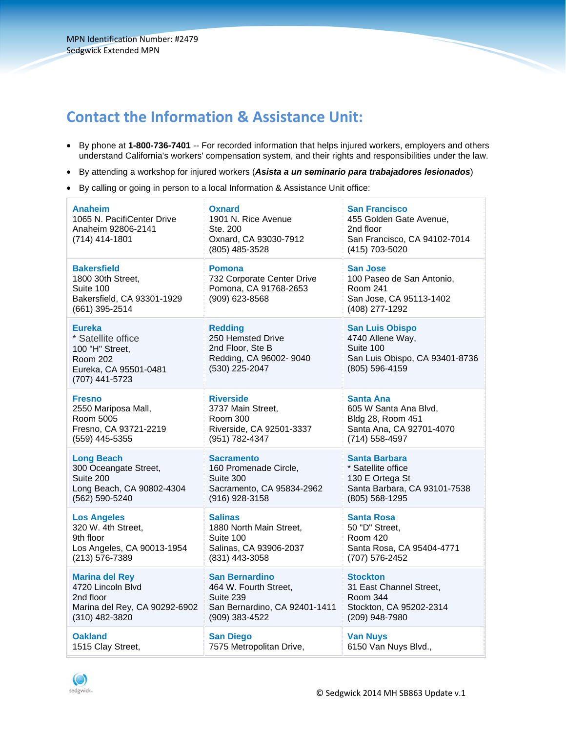MPN Identification Number: #2479
Sedgwick Extended MPN

## Contact the Information & Assistance Unit:

- By phone at **1-800-736-7401** -- For recorded information that helps injured workers, employers and others understand California's workers' compensation system, and their rights and responsibilities under the law.
- By attending a workshop for injured workers (***Asista a un seminario para trabajadores lesionados***)
- By calling or going in person to a local Information & Assistance Unit office:

| | | |
|---|---|---|
| **Anaheim**<br>1065 N. PacifiCenter Drive<br>Anaheim 92806-2141<br>(714) 414-1801 | **Oxnard**<br>1901 N. Rice Avenue<br>Ste. 200<br>Oxnard, CA 93030-7912<br>(805) 485-3528 | **San Francisco**<br>455 Golden Gate Avenue,<br>2nd floor<br>San Francisco, CA 94102-7014<br>(415) 703-5020 |
| **Bakersfield**<br>1800 30th Street,<br>Suite 100<br>Bakersfield, CA 93301-1929<br>(661) 395-2514 | **Pomona**<br>732 Corporate Center Drive<br>Pomona, CA 91768-2653<br>(909) 623-8568 | **San Jose**<br>100 Paseo de San Antonio,<br>Room 241<br>San Jose, CA 95113-1402<br>(408) 277-1292 |
| **Eureka**<br>* Satellite office<br>100 "H" Street,<br>Room 202<br>Eureka, CA 95501-0481<br>(707) 441-5723 | **Redding**<br>250 Hemsted Drive<br>2nd Floor, Ste B<br>Redding, CA 96002- 9040<br>(530) 225-2047 | **San Luis Obispo**<br>4740 Allene Way,<br>Suite 100<br>San Luis Obispo, CA 93401-8736<br>(805) 596-4159 |
| **Fresno**<br>2550 Mariposa Mall,<br>Room 5005<br>Fresno, CA 93721-2219<br>(559) 445-5355 | **Riverside**<br>3737 Main Street,<br>Room 300<br>Riverside, CA 92501-3337<br>(951) 782-4347 | **Santa Ana**<br>605 W Santa Ana Blvd,<br>Bldg 28, Room 451<br>Santa Ana, CA 92701-4070<br>(714) 558-4597 |
| **Long Beach**<br>300 Oceangate Street,<br>Suite 200<br>Long Beach, CA 90802-4304<br>(562) 590-5240 | **Sacramento**<br>160 Promenade Circle,<br>Suite 300<br>Sacramento, CA 95834-2962<br>(916) 928-3158 | **Santa Barbara**<br>* Satellite office<br>130 E Ortega St<br>Santa Barbara, CA 93101-7538<br>(805) 568-1295 |
| **Los Angeles**<br>320 W. 4th Street,<br>9th floor<br>Los Angeles, CA 90013-1954<br>(213) 576-7389 | **Salinas**<br>1880 North Main Street,<br>Suite 100<br>Salinas, CA 93906-2037<br>(831) 443-3058 | **Santa Rosa**<br>50 "D" Street,<br>Room 420<br>Santa Rosa, CA 95404-4771<br>(707) 576-2452 |
| **Marina del Rey**<br>4720 Lincoln Blvd<br>2nd floor<br>Marina del Rey, CA 90292-6902<br>(310) 482-3820 | **San Bernardino**<br>464 W. Fourth Street,<br>Suite 239<br>San Bernardino, CA 92401-1411<br>(909) 383-4522 | **Stockton**<br>31 East Channel Street,<br>Room 344<br>Stockton, CA 95202-2314<br>(209) 948-7980 |
| **Oakland**<br>1515 Clay Street, | **San Diego**<br>7575 Metropolitan Drive, | **Van Nuys**<br>6150 Van Nuys Blvd., |

© Sedgwick 2014 MH SB863 Update v.1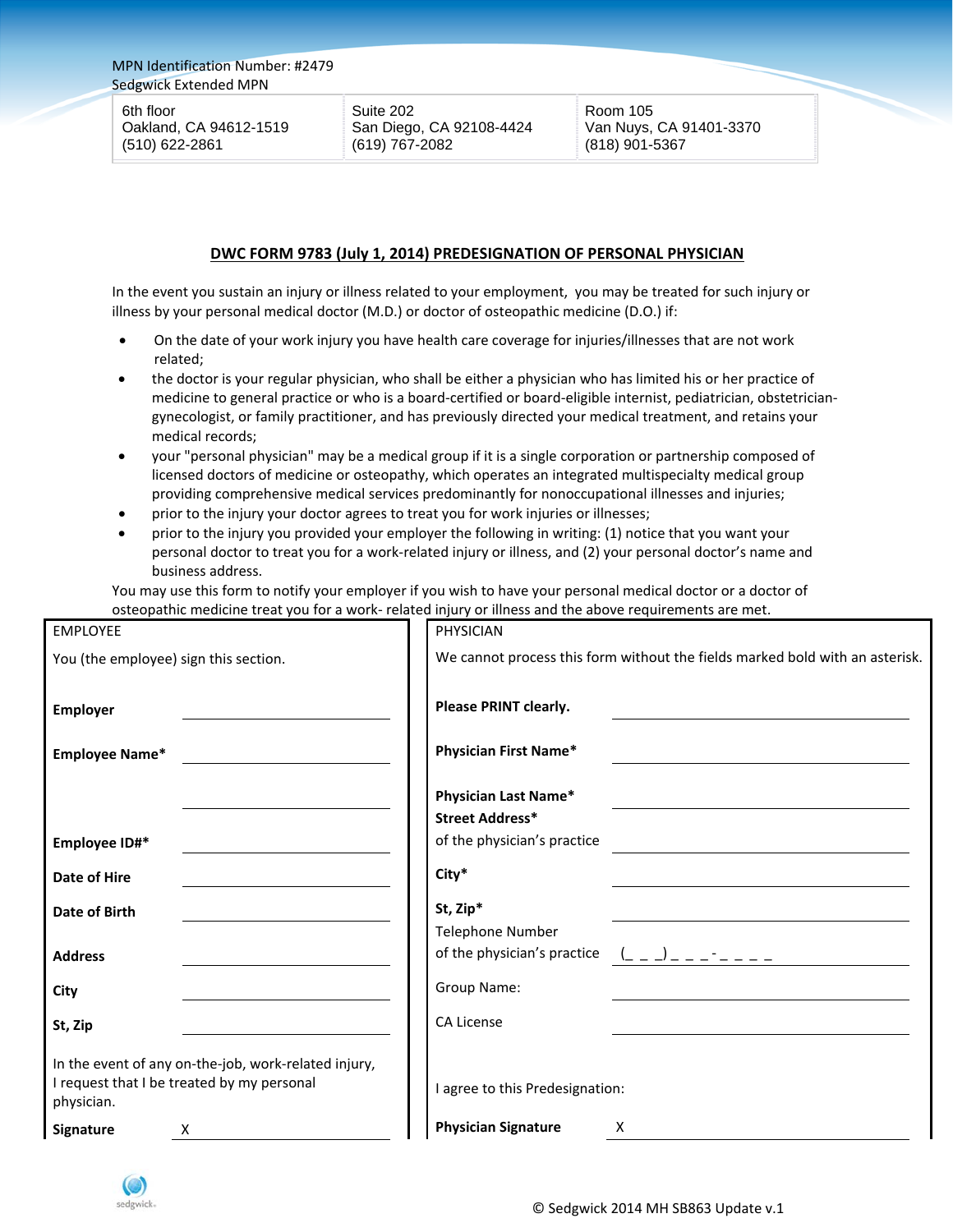MPN Identification Number: #2479
Sedgwick Extended MPN

| 6th floor<br>Oakland, CA 94612-1519<br>(510) 622-2861 | Suite 202<br>San Diego, CA 92108-4424<br>(619) 767-2082 | Room 105<br>Van Nuys, CA 91401-3370<br>(818) 901-5367 |
|---|---|---|

## DWC FORM 9783 (July 1, 2014) PREDESIGNATION OF PERSONAL PHYSICIAN

In the event you sustain an injury or illness related to your employment, you may be treated for such injury or illness by your personal medical doctor (M.D.) or doctor of osteopathic medicine (D.O.) if:

- On the date of your work injury you have health care coverage for injuries/illnesses that are not work related;
- the doctor is your regular physician, who shall be either a physician who has limited his or her practice of medicine to general practice or who is a board-certified or board-eligible internist, pediatrician, obstetrician-gynecologist, or family practitioner, and has previously directed your medical treatment, and retains your medical records;
- your "personal physician" may be a medical group if it is a single corporation or partnership composed of licensed doctors of medicine or osteopathy, which operates an integrated multispecialty medical group providing comprehensive medical services predominantly for nonoccupational illnesses and injuries;
- prior to the injury your doctor agrees to treat you for work injuries or illnesses;
- prior to the injury you provided your employer the following in writing: (1) notice that you want your personal doctor to treat you for a work-related injury or illness, and (2) your personal doctor's name and business address.

You may use this form to notify your employer if you wish to have your personal medical doctor or a doctor of osteopathic medicine treat you for a work- related injury or illness and the above requirements are met.

| EMPLOYEE | | PHYSICIAN | |
|---|---|---|---|
| You (the employee) sign this section. | | We cannot process this form without the fields marked bold with an asterisk. | |
| **Employer** | ____________ | **Please PRINT clearly.** | ____________ |
| **Employee Name*** | ____________ | **Physician First Name*** | ____________ |
| | ____________ | **Physician Last Name*** | ____________ |
| **Employee ID#*** | ____________ | **Street Address*** of the physician's practice | ____________ |
| **Date of Hire** | ____________ | **City*** | ____________ |
| **Date of Birth** | ____________ | **St, Zip*** | ____________ |
| **Address** | ____________ | Telephone Number of the physician's practice | (_ _ _) _ _ _-_ _ _ _ |
| **City** | ____________ | Group Name: | ____________ |
| **St, Zip** | ____________ | CA License | ____________ |
| In the event of any on-the-job, work-related injury, I request that I be treated by my personal physician. | | I agree to this Predesignation: | |
| **Signature** | X ____________ | **Physician Signature** | X ____________ |

© Sedgwick 2014 MH SB863 Update v.1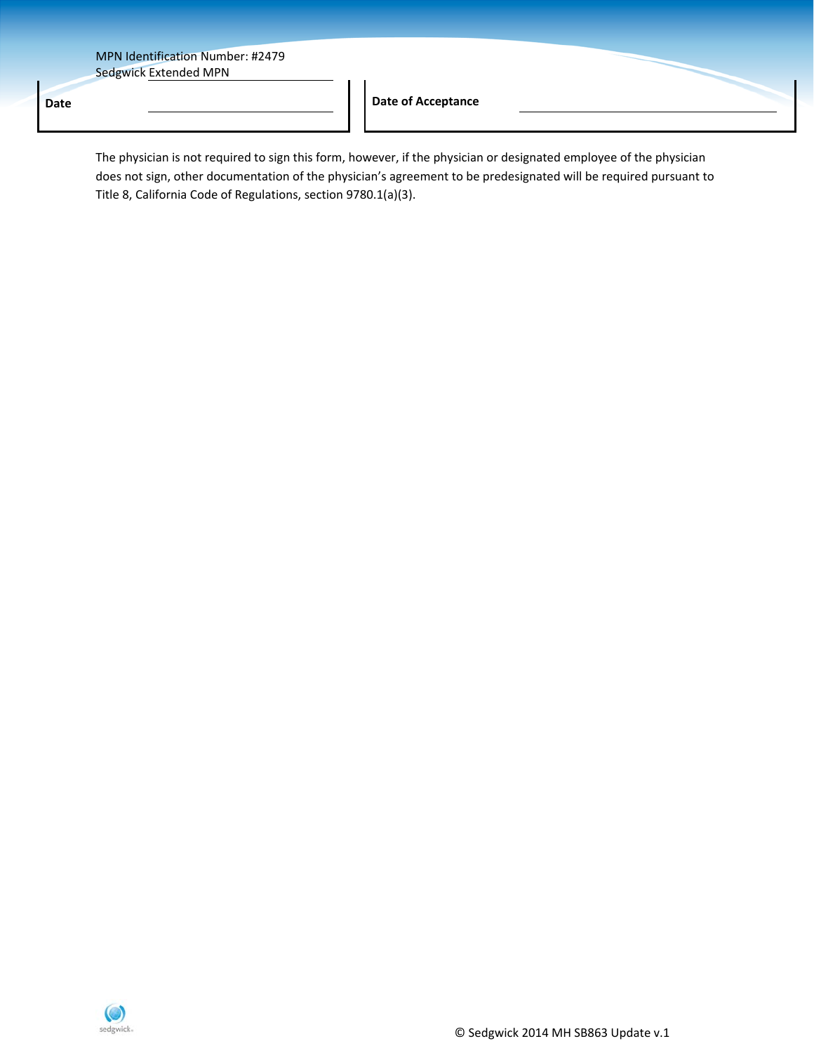MPN Identification Number: #2479
Sedgwick Extended MPN

| Date | | Date of Acceptance | |
|---|---|---|---|

The physician is not required to sign this form, however, if the physician or designated employee of the physician does not sign, other documentation of the physician's agreement to be predesignated will be required pursuant to Title 8, California Code of Regulations, section 9780.1(a)(3).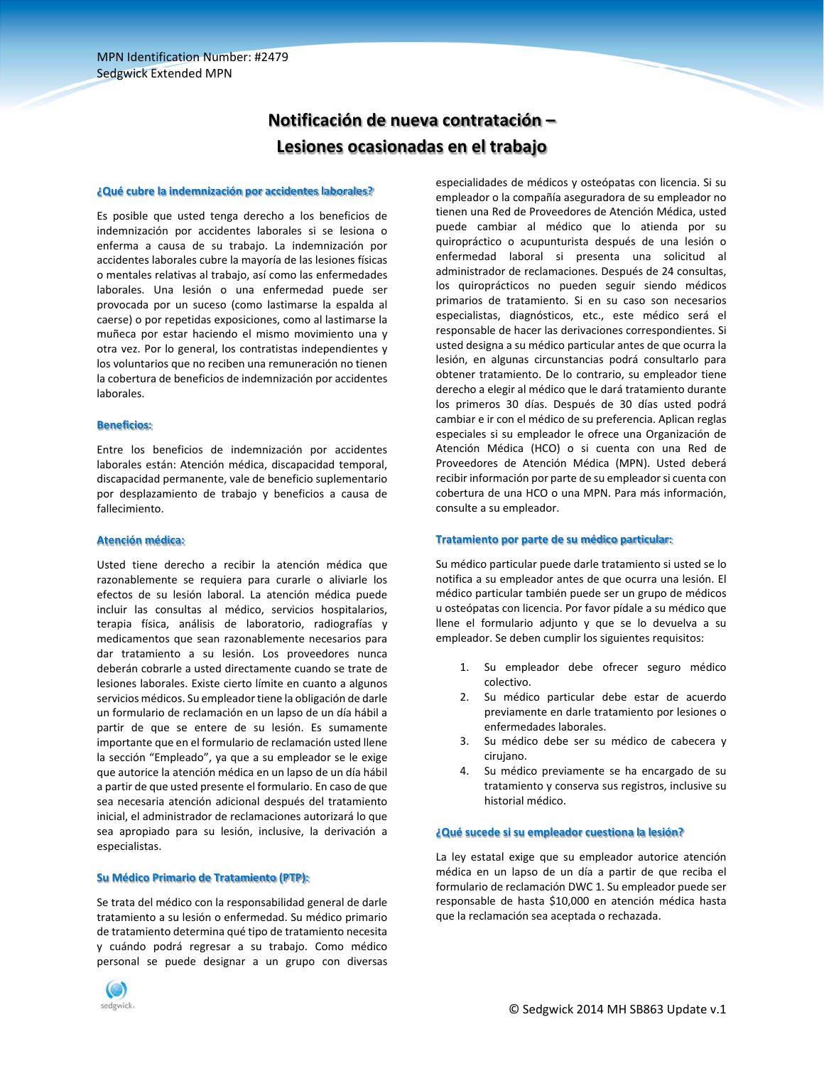MPN Identification Number: #2479
Sedgwick Extended MPN

# Notificación de nueva contratación – Lesiones ocasionadas en el trabajo

### ¿Qué cubre la indemnización por accidentes laborales?

Es posible que usted tenga derecho a los beneficios de indemnización por accidentes laborales si se lesiona o enferma a causa de su trabajo. La indemnización por accidentes laborales cubre la mayoría de las lesiones físicas o mentales relativas al trabajo, así como las enfermedades laborales. Una lesión o una enfermedad puede ser provocada por un suceso (como lastimarse la espalda al caerse) o por repetidas exposiciones, como al lastimarse la muñeca por estar haciendo el mismo movimiento una y otra vez. Por lo general, los contratistas independientes y los voluntarios que no reciben una remuneración no tienen la cobertura de beneficios de indemnización por accidentes laborales.

### Beneficios:

Entre los beneficios de indemnización por accidentes laborales están: Atención médica, discapacidad temporal, discapacidad permanente, vale de beneficio suplementario por desplazamiento de trabajo y beneficios a causa de fallecimiento.

### Atención médica:

Usted tiene derecho a recibir la atención médica que razonablemente se requiera para curarle o aliviarle los efectos de su lesión laboral. La atención médica puede incluir las consultas al médico, servicios hospitalarios, terapia física, análisis de laboratorio, radiografías y medicamentos que sean razonablemente necesarios para dar tratamiento a su lesión. Los proveedores nunca deberán cobrarle a usted directamente cuando se trate de lesiones laborales. Existe cierto límite en cuanto a algunos servicios médicos. Su empleador tiene la obligación de darle un formulario de reclamación en un lapso de un día hábil a partir de que se entere de su lesión. Es sumamente importante que en el formulario de reclamación usted llene la sección "Empleado", ya que a su empleador se le exige que autorice la atención médica en un lapso de un día hábil a partir de que usted presente el formulario. En caso de que sea necesaria atención adicional después del tratamiento inicial, el administrador de reclamaciones autorizará lo que sea apropiado para su lesión, inclusive, la derivación a especialistas.

### Su Médico Primario de Tratamiento (PTP):

Se trata del médico con la responsabilidad general de darle tratamiento a su lesión o enfermedad. Su médico primario de tratamiento determina qué tipo de tratamiento necesita y cuándo podrá regresar a su trabajo. Como médico personal se puede designar a un grupo con diversas especialidades de médicos y osteópatas con licencia. Si su empleador o la compañía aseguradora de su empleador no tienen una Red de Proveedores de Atención Médica, usted puede cambiar al médico que lo atienda por su quiropráctico o acupunturista después de una lesión o enfermedad laboral si presenta una solicitud al administrador de reclamaciones. Después de 24 consultas, los quiroprácticos no pueden seguir siendo médicos primarios de tratamiento. Si en su caso son necesarios especialistas, diagnósticos, etc., este médico será el responsable de hacer las derivaciones correspondientes. Si usted designa a su médico particular antes de que ocurra la lesión, en algunas circunstancias podrá consultarlo para obtener tratamiento. De lo contrario, su empleador tiene derecho a elegir al médico que le dará tratamiento durante los primeros 30 días. Después de 30 días usted podrá cambiar e ir con el médico de su preferencia. Aplican reglas especiales si su empleador le ofrece una Organización de Atención Médica (HCO) o si cuenta con una Red de Proveedores de Atención Médica (MPN). Usted deberá recibir información por parte de su empleador si cuenta con cobertura de una HCO o una MPN. Para más información, consulte a su empleador.

### Tratamiento por parte de su médico particular:

Su médico particular puede darle tratamiento si usted se lo notifica a su empleador antes de que ocurra una lesión. El médico particular también puede ser un grupo de médicos u osteópatas con licencia. Por favor pídale a su médico que llene el formulario adjunto y que se lo devuelva a su empleador. Se deben cumplir los siguientes requisitos:

1. Su empleador debe ofrecer seguro médico colectivo.
2. Su médico particular debe estar de acuerdo previamente en darle tratamiento por lesiones o enfermedades laborales.
3. Su médico debe ser su médico de cabecera y cirujano.
4. Su médico previamente se ha encargado de su tratamiento y conserva sus registros, inclusive su historial médico.

### ¿Qué sucede si su empleador cuestiona la lesión?

La ley estatal exige que su empleador autorice atención médica en un lapso de un día a partir de que reciba el formulario de reclamación DWC 1. Su empleador puede ser responsable de hasta $10,000 en atención médica hasta que la reclamación sea aceptada o rechazada.

© Sedgwick 2014 MH SB863 Update v.1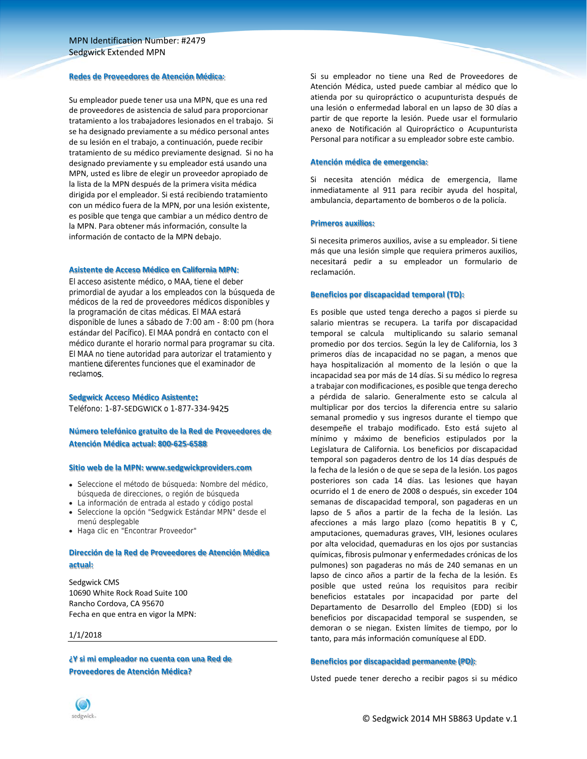MPN Identification Number: #2479
Sedgwick Extended MPN

### Redes de Proveedores de Atención Médica:

Su empleador puede tener usa una MPN, que es una red de proveedores de asistencia de salud para proporcionar tratamiento a los trabajadores lesionados en el trabajo. Si se ha designado previamente a su médico personal antes de su lesión en el trabajo, a continuación, puede recibir tratamiento de su médico previamente designad. Si no ha designado previamente y su empleador está usando una MPN, usted es libre de elegir un proveedor apropiado de la lista de la MPN después de la primera visita médica dirigida por el empleador. Si está recibiendo tratamiento con un médico fuera de la MPN, por una lesión existente, es posible que tenga que cambiar a un médico dentro de la MPN. Para obtener más información, consulte la información de contacto de la MPN debajo.

### Asistente de Acceso Médico en California MPN:

El acceso asistente médico, o MAA, tiene el deber primordial de ayudar a los empleados con la búsqueda de médicos de la red de proveedores médicos disponibles y la programación de citas médicas. El MAA estará disponible de lunes a sábado de 7:00 am - 8:00 pm (hora estándar del Pacífico). El MAA pondrá en contacto con el médico durante el horario normal para programar su cita. El MAA no tiene autoridad para autorizar el tratamiento y mantiene diferentes funciones que el examinador de reclamos.

### Sedgwick Acceso Médico Asistente:

Teléfono: 1-87-SEDGWICK o 1-877-334-9425

### Número telefónico gratuito de la Red de Proveedores de Atención Médica actual: 800-625-6588

### Sitio web de la MPN: www.sedgwickproviders.com

- Seleccione el método de búsqueda: Nombre del médico, búsqueda de direcciones, o región de búsqueda
- La información de entrada al estado y código postal
- Seleccione la opción "Sedgwick Estándar MPN" desde el menú desplegable
- Haga clic en "Encontrar Proveedor"

### Dirección de la Red de Proveedores de Atención Médica actual:

Sedgwick CMS
10690 White Rock Road Suite 100
Rancho Cordova, CA 95670
Fecha en que entra en vigor la MPN:

1/1/2018

### ¿Y si mi empleador no cuenta con una Red de Proveedores de Atención Médica?

Si su empleador no tiene una Red de Proveedores de Atención Médica, usted puede cambiar al médico que lo atienda por su quiropráctico o acupunturista después de una lesión o enfermedad laboral en un lapso de 30 días a partir de que reporte la lesión. Puede usar el formulario anexo de Notificación al Quiropráctico o Acupunturista Personal para notificar a su empleador sobre este cambio.

### Atención médica de emergencia:

Si necesita atención médica de emergencia, llame inmediatamente al 911 para recibir ayuda del hospital, ambulancia, departamento de bomberos o de la policía.

### Primeros auxilios:

Si necesita primeros auxilios, avise a su empleador. Si tiene más que una lesión simple que requiera primeros auxilios, necesitará pedir a su empleador un formulario de reclamación.

### Beneficios por discapacidad temporal (TD):

Es posible que usted tenga derecho a pagos si pierde su salario mientras se recupera. La tarifa por discapacidad temporal se calcula multiplicando su salario semanal promedio por dos tercios. Según la ley de California, los 3 primeros días de incapacidad no se pagan, a menos que haya hospitalización al momento de la lesión o que la incapacidad sea por más de 14 días. Si su médico lo regresa a trabajar con modificaciones, es posible que tenga derecho a pérdida de salario. Generalmente esto se calcula al multiplicar por dos tercios la diferencia entre su salario semanal promedio y sus ingresos durante el tiempo que desempeñe el trabajo modificado. Esto está sujeto al mínimo y máximo de beneficios estipulados por la Legislatura de California. Los beneficios por discapacidad temporal son pagaderos dentro de los 14 días después de la fecha de la lesión o de que se sepa de la lesión. Los pagos posteriores son cada 14 días. Las lesiones que hayan ocurrido el 1 de enero de 2008 o después, sin exceder 104 semanas de discapacidad temporal, son pagaderas en un lapso de 5 años a partir de la fecha de la lesión. Las afecciones a más largo plazo (como hepatitis B y C, amputaciones, quemaduras graves, VIH, lesiones oculares por alta velocidad, quemaduras en los ojos por sustancias químicas, fibrosis pulmonar y enfermedades crónicas de los pulmones) son pagaderas no más de 240 semanas en un lapso de cinco años a partir de la fecha de la lesión. Es posible que usted reúna los requisitos para recibir beneficios estatales por incapacidad por parte del Departamento de Desarrollo del Empleo (EDD) si los beneficios por discapacidad temporal se suspenden, se demoran o se niegan. Existen límites de tiempo, por lo tanto, para más información comuníquese al EDD.

### Beneficios por discapacidad permanente (PD):

Usted puede tener derecho a recibir pagos si su médico

© Sedgwick 2014 MH SB863 Update v.1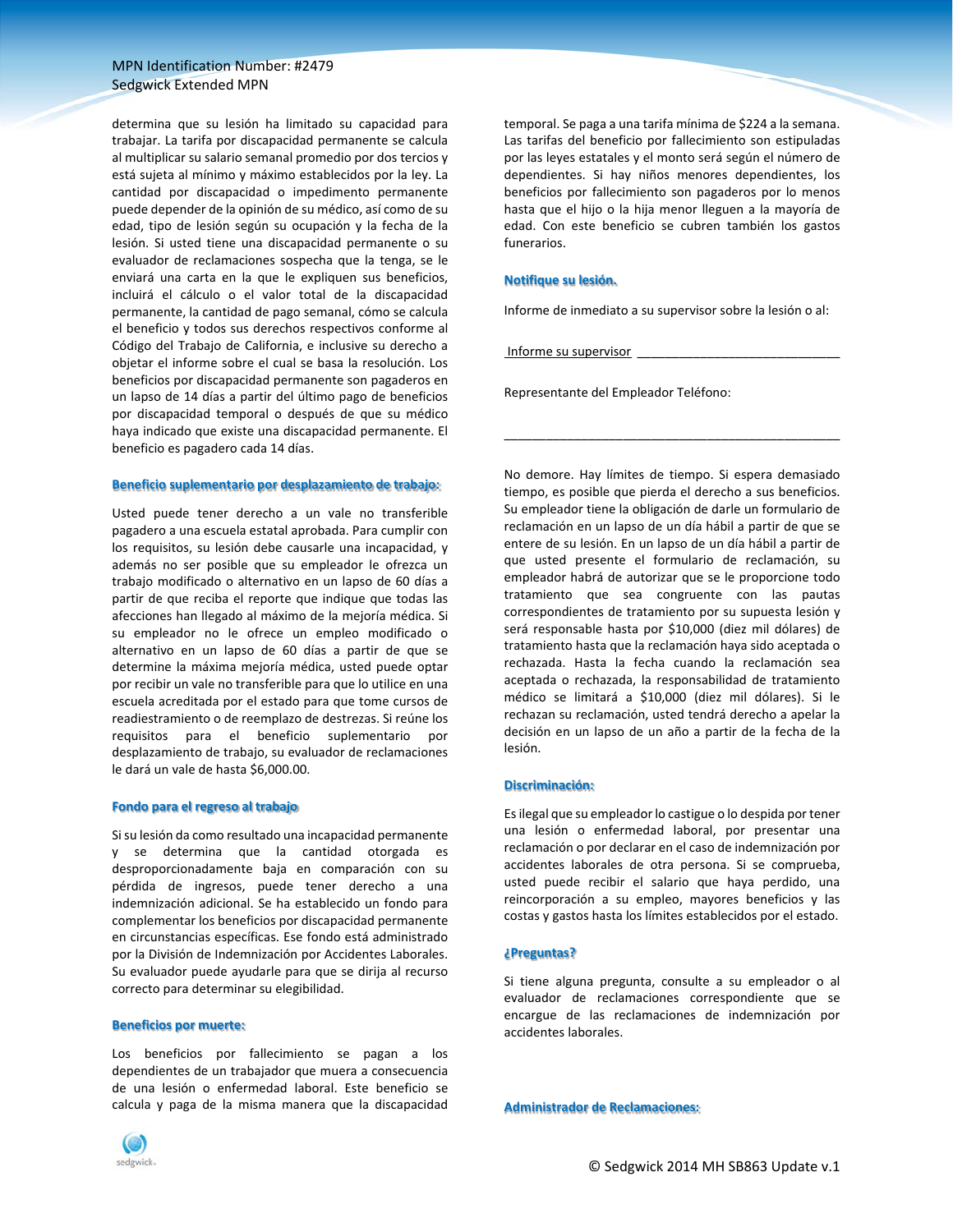determina que su lesión ha limitado su capacidad para trabajar. La tarifa por discapacidad permanente se calcula al multiplicar su salario semanal promedio por dos tercios y está sujeta al mínimo y máximo establecidos por la ley. La cantidad por discapacidad o impedimento permanente puede depender de la opinión de su médico, así como de su edad, tipo de lesión según su ocupación y la fecha de la lesión. Si usted tiene una discapacidad permanente o su evaluador de reclamaciones sospecha que la tenga, se le enviará una carta en la que le expliquen sus beneficios, incluirá el cálculo o el valor total de la discapacidad permanente, la cantidad de pago semanal, cómo se calcula el beneficio y todos sus derechos respectivos conforme al Código del Trabajo de California, e inclusive su derecho a objetar el informe sobre el cual se basa la resolución. Los beneficios por discapacidad permanente son pagaderos en un lapso de 14 días a partir del último pago de beneficios por discapacidad temporal o después de que su médico haya indicado que existe una discapacidad permanente. El beneficio es pagadero cada 14 días.

### Beneficio suplementario por desplazamiento de trabajo:

Usted puede tener derecho a un vale no transferible pagadero a una escuela estatal aprobada. Para cumplir con los requisitos, su lesión debe causarle una incapacidad, y además no ser posible que su empleador le ofrezca un trabajo modificado o alternativo en un lapso de 60 días a partir de que reciba el reporte que indique que todas las afecciones han llegado al máximo de la mejoría médica. Si su empleador no le ofrece un empleo modificado o alternativo en un lapso de 60 días a partir de que se determine la máxima mejoría médica, usted puede optar por recibir un vale no transferible para que lo utilice en una escuela acreditada por el estado para que tome cursos de readiestramiento o de reemplazo de destrezas. Si reúne los requisitos para el beneficio suplementario por desplazamiento de trabajo, su evaluador de reclamaciones le dará un vale de hasta $6,000.00.

### Fondo para el regreso al trabajo

Si su lesión da como resultado una incapacidad permanente y se determina que la cantidad otorgada es desproporcionadamente baja en comparación con su pérdida de ingresos, puede tener derecho a una indemnización adicional. Se ha establecido un fondo para complementar los beneficios por discapacidad permanente en circunstancias específicas. Ese fondo está administrado por la División de Indemnización por Accidentes Laborales. Su evaluador puede ayudarle para que se dirija al recurso correcto para determinar su elegibilidad.

### Beneficios por muerte:

Los beneficios por fallecimiento se pagan a los dependientes de un trabajador que muera a consecuencia de una lesión o enfermedad laboral. Este beneficio se calcula y paga de la misma manera que la discapacidad temporal. Se paga a una tarifa mínima de $224 a la semana. Las tarifas del beneficio por fallecimiento son estipuladas por las leyes estatales y el monto será según el número de dependientes. Si hay niños menores dependientes, los beneficios por fallecimiento son pagaderos por lo menos hasta que el hijo o la hija menor lleguen a la mayoría de edad. Con este beneficio se cubren también los gastos funerarios.

### Notifique su lesión.

Informe de inmediato a su supervisor sobre la lesión o al:

Informe su supervisor ______________________________

Representante del Empleador Teléfono:

__________________________________________________

No demore. Hay límites de tiempo. Si espera demasiado tiempo, es posible que pierda el derecho a sus beneficios. Su empleador tiene la obligación de darle un formulario de reclamación en un lapso de un día hábil a partir de que se entere de su lesión. En un lapso de un día hábil a partir de que usted presente el formulario de reclamación, su empleador habrá de autorizar que se le proporcione todo tratamiento que sea congruente con las pautas correspondientes de tratamiento por su supuesta lesión y será responsable hasta por $10,000 (diez mil dólares) de tratamiento hasta que la reclamación haya sido aceptada o rechazada. Hasta la fecha cuando la reclamación sea aceptada o rechazada, la responsabilidad de tratamiento médico se limitará a $10,000 (diez mil dólares). Si le rechazan su reclamación, usted tendrá derecho a apelar la decisión en un lapso de un año a partir de la fecha de la lesión.

### Discriminación:

Es ilegal que su empleador lo castigue o lo despida por tener una lesión o enfermedad laboral, por presentar una reclamación o por declarar en el caso de indemnización por accidentes laborales de otra persona. Si se comprueba, usted puede recibir el salario que haya perdido, una reincorporación a su empleo, mayores beneficios y las costas y gastos hasta los límites establecidos por el estado.

### ¿Preguntas?

Si tiene alguna pregunta, consulte a su empleador o al evaluador de reclamaciones correspondiente que se encargue de las reclamaciones de indemnización por accidentes laborales.

### Administrador de Reclamaciones: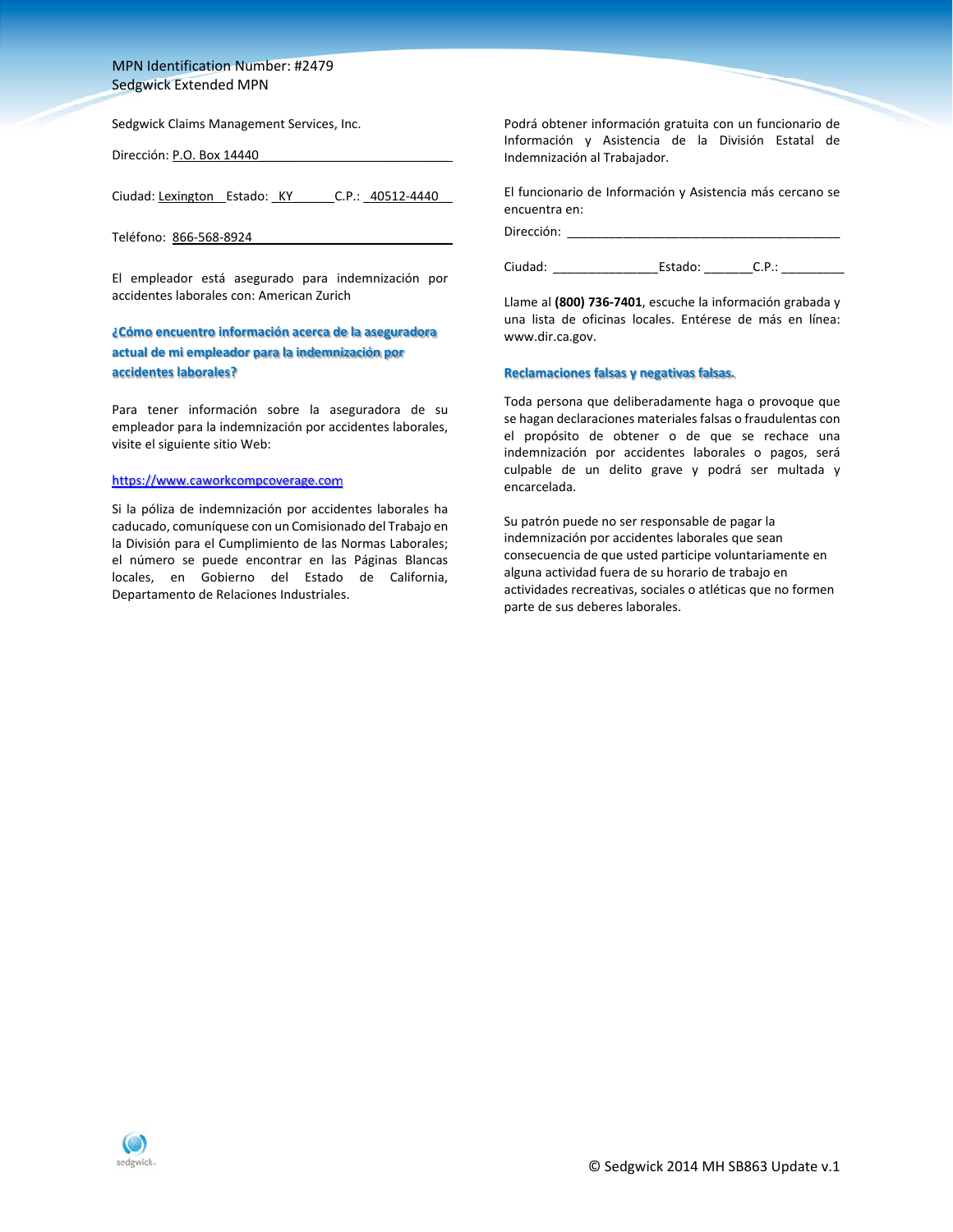MPN Identification Number: #2479
Sedgwick Extended MPN

Sedgwick Claims Management Services, Inc.

Dirección: P.O. Box 14440

Ciudad: Lexington Estado: KY C.P.: 40512-4440

Teléfono: 866-568-8924

El empleador está asegurado para indemnización por accidentes laborales con: American Zurich

### ¿Cómo encuentro información acerca de la aseguradora actual de mi empleador para la indemnización por accidentes laborales?

Para tener información sobre la aseguradora de su empleador para la indemnización por accidentes laborales, visite el siguiente sitio Web:

https://www.caworkcompcoverage.com

Si la póliza de indemnización por accidentes laborales ha caducado, comuníquese con un Comisionado del Trabajo en la División para el Cumplimiento de las Normas Laborales; el número se puede encontrar en las Páginas Blancas locales, en Gobierno del Estado de California, Departamento de Relaciones Industriales.

Podrá obtener información gratuita con un funcionario de Información y Asistencia de la División Estatal de Indemnización al Trabajador.

El funcionario de Información y Asistencia más cercano se encuentra en:

Dirección: ________________________________________

Ciudad: _______________Estado: _______C.P.: _________

Llame al **(800) 736-7401**, escuche la información grabada y una lista de oficinas locales. Entérese de más en línea: www.dir.ca.gov.

### Reclamaciones falsas y negativas falsas.

Toda persona que deliberadamente haga o provoque que se hagan declaraciones materiales falsas o fraudulentas con el propósito de obtener o de que se rechace una indemnización por accidentes laborales o pagos, será culpable de un delito grave y podrá ser multada y encarcelada.

Su patrón puede no ser responsable de pagar la indemnización por accidentes laborales que sean consecuencia de que usted participe voluntariamente en alguna actividad fuera de su horario de trabajo en actividades recreativas, sociales o atléticas que no formen parte de sus deberes laborales.

© Sedgwick 2014 MH SB863 Update v.1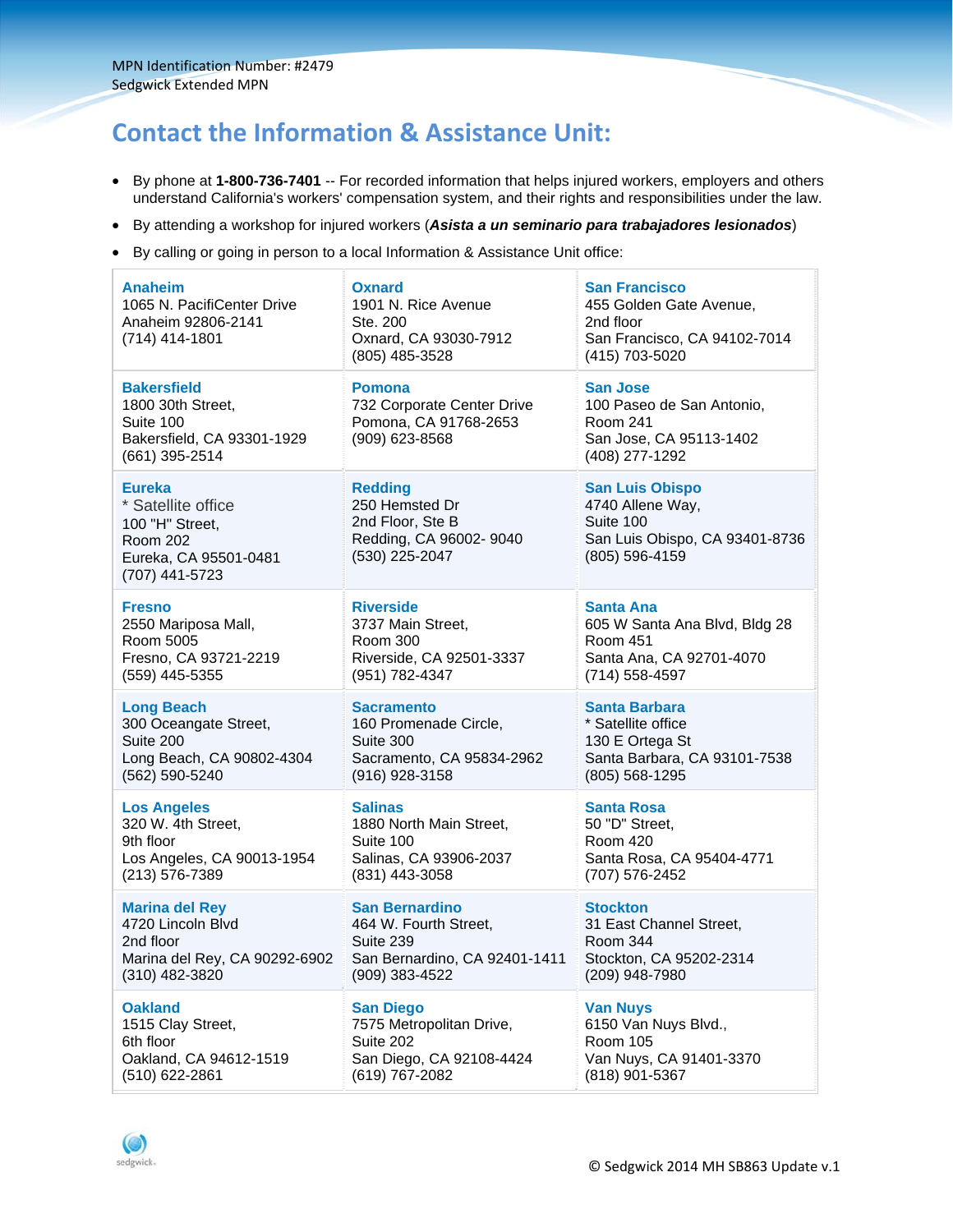MPN Identification Number: #2479
Sedgwick Extended MPN

## Contact the Information & Assistance Unit:

- By phone at **1-800-736-7401** -- For recorded information that helps injured workers, employers and others understand California's workers' compensation system, and their rights and responsibilities under the law.
- By attending a workshop for injured workers (***Asista a un seminario para trabajadores lesionados***)
- By calling or going in person to a local Information & Assistance Unit office:

| | | |
|---|---|---|
| **Anaheim**<br>1065 N. PacifiCenter Drive<br>Anaheim 92806-2141<br>(714) 414-1801 | **Oxnard**<br>1901 N. Rice Avenue<br>Ste. 200<br>Oxnard, CA 93030-7912<br>(805) 485-3528 | **San Francisco**<br>455 Golden Gate Avenue,<br>2nd floor<br>San Francisco, CA 94102-7014<br>(415) 703-5020 |
| **Bakersfield**<br>1800 30th Street,<br>Suite 100<br>Bakersfield, CA 93301-1929<br>(661) 395-2514 | **Pomona**<br>732 Corporate Center Drive<br>Pomona, CA 91768-2653<br>(909) 623-8568 | **San Jose**<br>100 Paseo de San Antonio,<br>Room 241<br>San Jose, CA 95113-1402<br>(408) 277-1292 |
| **Eureka**<br>* Satellite office<br>100 "H" Street,<br>Room 202<br>Eureka, CA 95501-0481<br>(707) 441-5723 | **Redding**<br>250 Hemsted Dr<br>2nd Floor, Ste B<br>Redding, CA 96002- 9040<br>(530) 225-2047 | **San Luis Obispo**<br>4740 Allene Way,<br>Suite 100<br>San Luis Obispo, CA 93401-8736<br>(805) 596-4159 |
| **Fresno**<br>2550 Mariposa Mall,<br>Room 5005<br>Fresno, CA 93721-2219<br>(559) 445-5355 | **Riverside**<br>3737 Main Street,<br>Room 300<br>Riverside, CA 92501-3337<br>(951) 782-4347 | **Santa Ana**<br>605 W Santa Ana Blvd, Bldg 28<br>Room 451<br>Santa Ana, CA 92701-4070<br>(714) 558-4597 |
| **Long Beach**<br>300 Oceangate Street,<br>Suite 200<br>Long Beach, CA 90802-4304<br>(562) 590-5240 | **Sacramento**<br>160 Promenade Circle,<br>Suite 300<br>Sacramento, CA 95834-2962<br>(916) 928-3158 | **Santa Barbara**<br>* Satellite office<br>130 E Ortega St<br>Santa Barbara, CA 93101-7538<br>(805) 568-1295 |
| **Los Angeles**<br>320 W. 4th Street,<br>9th floor<br>Los Angeles, CA 90013-1954<br>(213) 576-7389 | **Salinas**<br>1880 North Main Street,<br>Suite 100<br>Salinas, CA 93906-2037<br>(831) 443-3058 | **Santa Rosa**<br>50 "D" Street,<br>Room 420<br>Santa Rosa, CA 95404-4771<br>(707) 576-2452 |
| **Marina del Rey**<br>4720 Lincoln Blvd<br>2nd floor<br>Marina del Rey, CA 90292-6902<br>(310) 482-3820 | **San Bernardino**<br>464 W. Fourth Street,<br>Suite 239<br>San Bernardino, CA 92401-1411<br>(909) 383-4522 | **Stockton**<br>31 East Channel Street,<br>Room 344<br>Stockton, CA 95202-2314<br>(209) 948-7980 |
| **Oakland**<br>1515 Clay Street,<br>6th floor<br>Oakland, CA 94612-1519<br>(510) 622-2861 | **San Diego**<br>7575 Metropolitan Drive,<br>Suite 202<br>San Diego, CA 92108-4424<br>(619) 767-2082 | **Van Nuys**<br>6150 Van Nuys Blvd.,<br>Room 105<br>Van Nuys, CA 91401-3370<br>(818) 901-5367 |

© Sedgwick 2014 MH SB863 Update v.1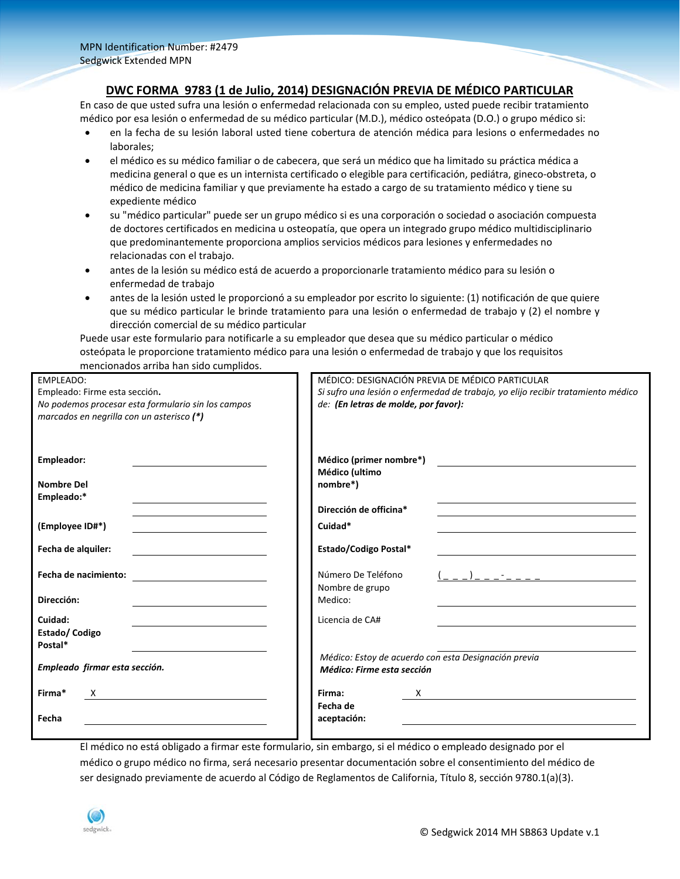MPN Identification Number: #2479
Sedgwick Extended MPN

## DWC FORMA 9783 (1 de Julio, 2014) DESIGNACIÓN PREVIA DE MÉDICO PARTICULAR

En caso de que usted sufra una lesión o enfermedad relacionada con su empleo, usted puede recibir tratamiento médico por esa lesión o enfermedad de su médico particular (M.D.), médico osteópata (D.O.) o grupo médico si:

- en la fecha de su lesión laboral usted tiene cobertura de atención médica para lesions o enfermedades no laborales;
- el médico es su médico familiar o de cabecera, que será un médico que ha limitado su práctica médica a medicina general o que es un internista certificado o elegible para certificación, pediátra, gineco-obstreta, o médico de medicina familiar y que previamente ha estado a cargo de su tratamiento médico y tiene su expediente médico
- su "médico particular" puede ser un grupo médico si es una corporación o sociedad o asociación compuesta de doctores certificados en medicina u osteopatía, que opera un integrado grupo médico multidisciplinario que predominantemente proporciona amplios servicios médicos para lesiones y enfermedades no relacionadas con el trabajo.
- antes de la lesión su médico está de acuerdo a proporcionarle tratamiento médico para su lesión o enfermedad de trabajo
- antes de la lesión usted le proporcionó a su empleador por escrito lo siguiente: (1) notificación de que quiere que su médico particular le brinde tratamiento para una lesión o enfermedad de trabajo y (2) el nombre y dirección comercial de su médico particular

Puede usar este formulario para notificarle a su empleador que desea que su médico particular o médico osteópata le proporcione tratamiento médico para una lesión o enfermedad de trabajo y que los requisitos mencionados arriba han sido cumplidos.

EMPLEADO:
Empleado: Firme esta sección**.**
*No podemos procesar esta formulario sin los campos marcados en negrilla con un asterisco **(*)***

**Empleador:** ____________________

**Nombre Del Empleado:*** ____________________

**(Employee ID#*)** ____________________

**Fecha de alquiler:** ____________________

**Fecha de nacimiento:** ____________________

**Dirección:** ____________________

**Cuidad:** ____________________

**Estado/ Codigo Postal*** ____________________

***Empleado firmar esta sección.***

**Firma*** X ____________________

**Fecha** ____________________

MÉDICO: DESIGNACIÓN PREVIA DE MÉDICO PARTICULAR
*Si sufro una lesión o enfermedad de trabajo, yo elijo recibir tratamiento médico de: **(En letras de molde, por favor):***

**Médico (primer nombre*)** ____________________

**Médico (ultimo nombre*)** ____________________

**Dirección de officina*** ____________________

**Cuidad*** ____________________

**Estado/Codigo Postal*** ____________________

Número De Teléfono (_ _ _)_ _ _-_ _ _ _

Nombre de grupo Medico: ____________________

Licencia de CA# ____________________

*Médico: Estoy de acuerdo con esta Designación previa*
***Médico: Firme esta sección***

**Firma:** X ____________________

**Fecha de aceptación:** ____________________

El médico no está obligado a firmar este formulario, sin embargo, si el médico o empleado designado por el médico o grupo médico no firma, será necesario presentar documentación sobre el consentimiento del médico de ser designado previamente de acuerdo al Código de Reglamentos de California, Título 8, sección 9780.1(a)(3).

sedgwick.

© Sedgwick 2014 MH SB863 Update v.1